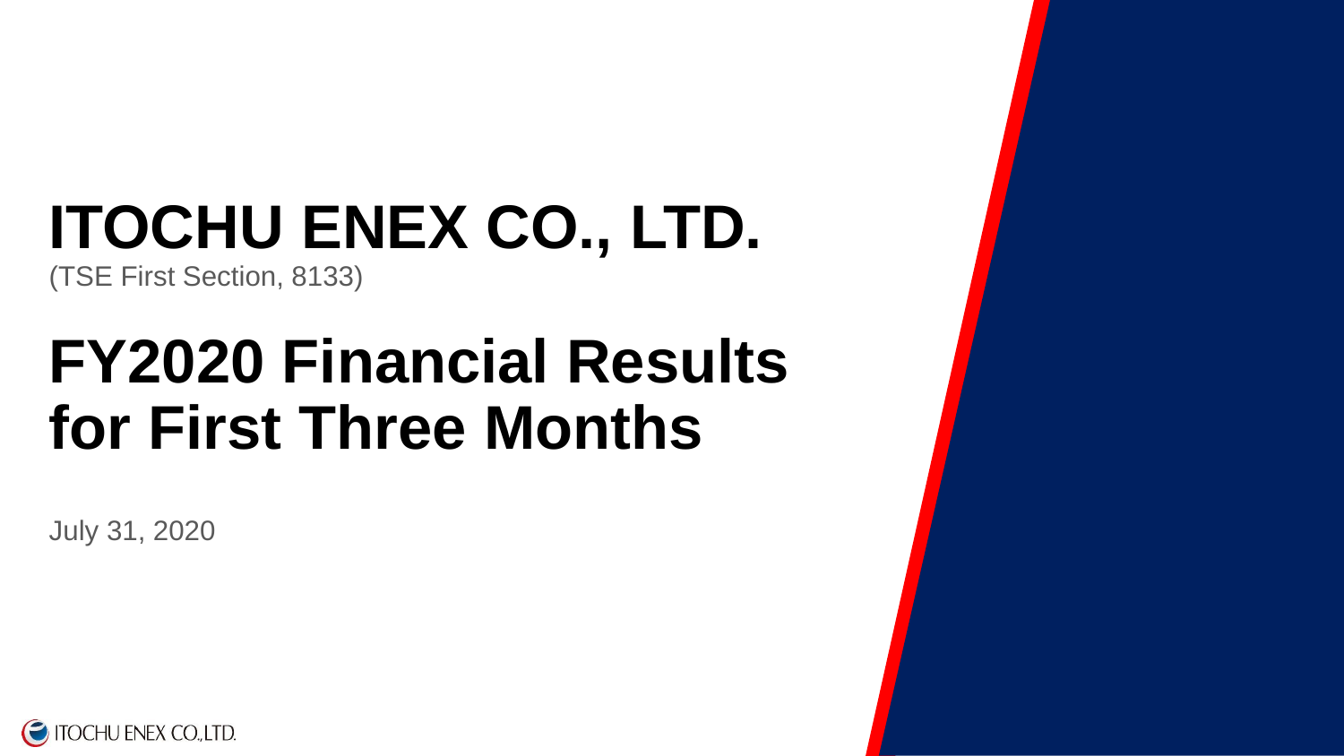# ITOCHU ENEX CO., LTD.

(TSE First Section, 8133)

# FY2020 Financial Results for First Three Months

July 31, 2020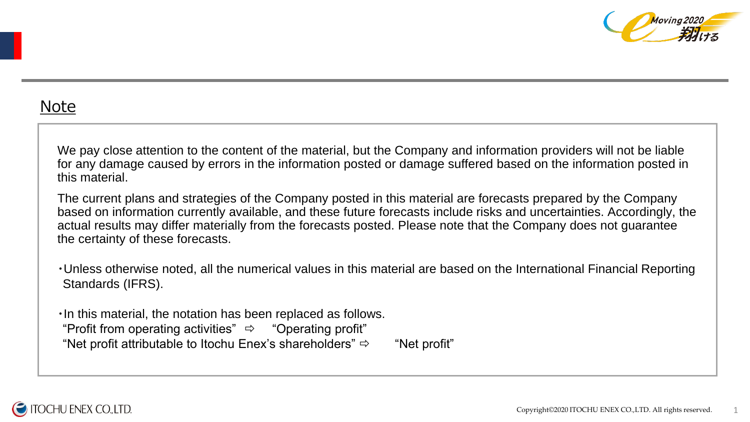## Note

We pay close attention to the content of the material, but the Company and information providers will not be liable for any damage caused by errors in the information posted or damage suffered based on the information posted in this material.

The current plans and strategies of the Company posted in this material are forecasts prepared by the Company based on information currently available, and these future forecasts include risks and uncertainties. Accordingly, the actual results may differ materially from the forecasts posted. Please note that the Company does not guarantee the certainty of these forecasts.

・Unless otherwise noted, all the numerical values in this material are based on the International Financial Reporting Standards (IFRS).

・In this material, the notation has been replaced as follows.
"Profit from operating activities" ⇨ "Operating profit"
"Net profit attributable to Itochu Enex's shareholders" ⇨ "Net profit"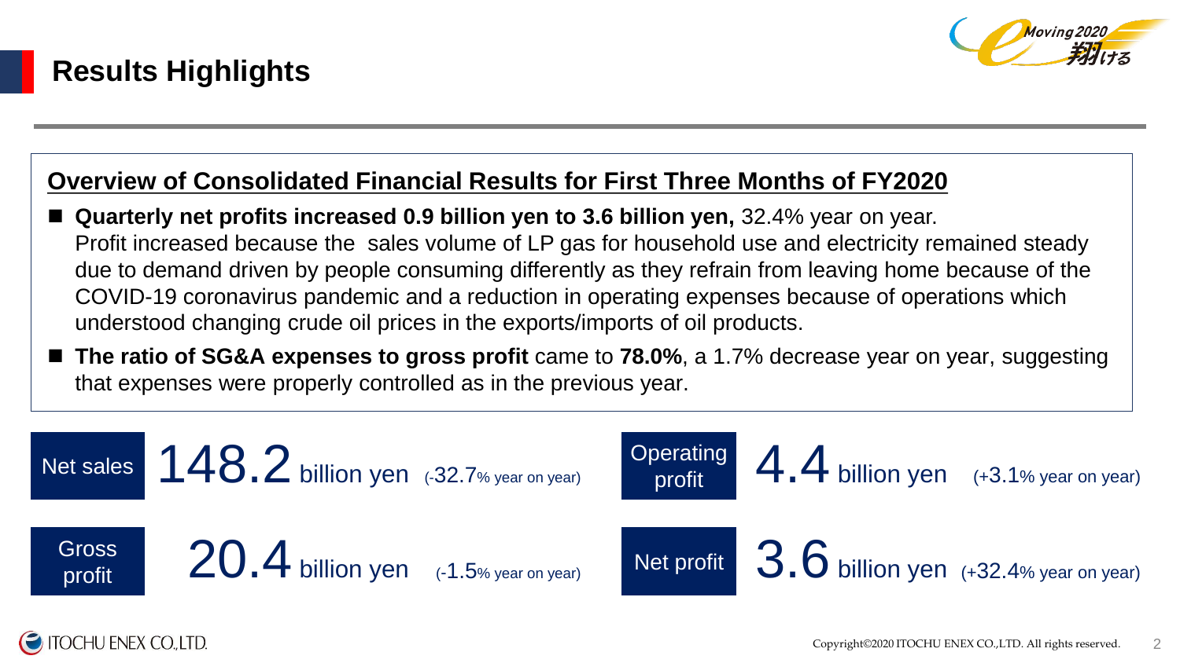# Results Highlights

## Overview of Consolidated Financial Results for First Three Months of FY2020

- **Quarterly net profits increased 0.9 billion yen to 3.6 billion yen,** 32.4% year on year. Profit increased because the sales volume of LP gas for household use and electricity remained steady due to demand driven by people consuming differently as they refrain from leaving home because of the COVID-19 coronavirus pandemic and a reduction in operating expenses because of operations which understood changing crude oil prices in the exports/imports of oil products.
- **The ratio of SG&A expenses to gross profit** came to **78.0%**, a 1.7% decrease year on year, suggesting that expenses were properly controlled as in the previous year.

| Item | Amount | Change |
|---|---|---|
| Net sales | 148.2 billion yen | (-32.7% year on year) |
| Operating profit | 4.4 billion yen | (+3.1% year on year) |
| Gross profit | 20.4 billion yen | (-1.5% year on year) |
| Net profit | 3.6 billion yen | (+32.4% year on year) |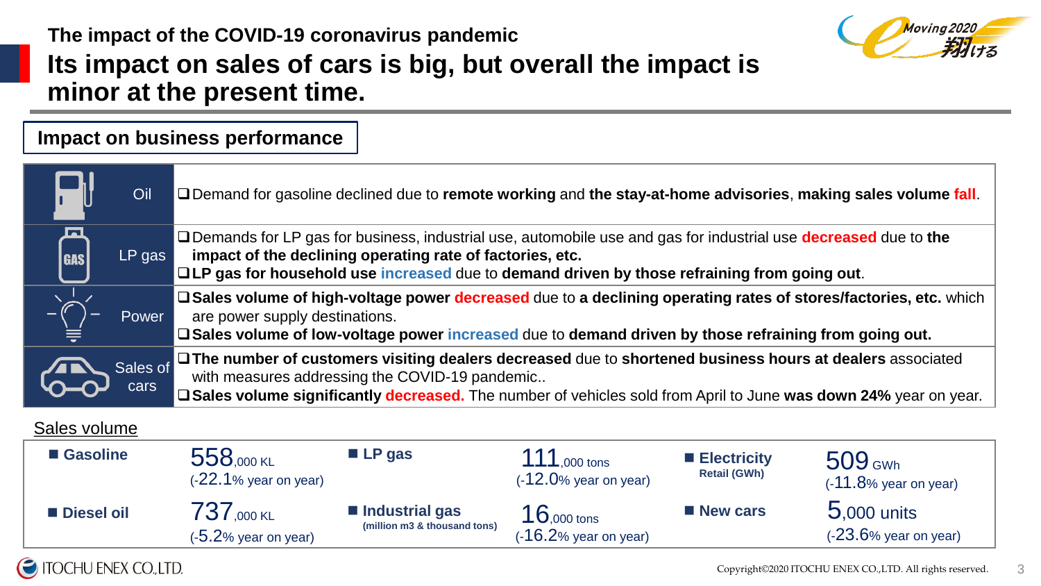## The impact of the COVID-19 coronavirus pandemic

# Its impact on sales of cars is big, but overall the impact is minor at the present time.

### Impact on business performance

| | |
|---|---|
| Oil | ❑Demand for gasoline declined due to **remote working** and **the stay-at-home advisories**, **making sales volume fall**. |
| LP gas | ❑Demands for LP gas for business, industrial use, automobile use and gas for industrial use **decreased** due to **the impact of the declining operating rate of factories, etc.**<br>❑**LP gas for household use increased** due to **demand driven by those refraining from going out**. |
| Power | ❑**Sales volume of high-voltage power decreased** due to **a declining operating rates of stores/factories, etc.** which are power supply destinations.<br>❑**Sales volume of low-voltage power increased** due to **demand driven by those refraining from going out.** |
| Sales of cars | ❑**The number of customers visiting dealers decreased** due to **shortened business hours at dealers** associated with measures addressing the COVID-19 pandemic..<br>❑**Sales volume significantly decreased.** The number of vehicles sold from April to June **was down 24%** year on year. |

Sales volume

| | | | | | |
|---|---|---|---|---|---|
| ■ **Gasoline** | 558,000 KL (-22.1% year on year) | ■ **LP gas** | 111,000 tons (-12.0% year on year) | ■ **Electricity** Retail (GWh) | 509 GWh (-11.8% year on year) |
| ■ **Diesel oil** | 737,000 KL (-5.2% year on year) | ■ **Industrial gas** (million m3 & thousand tons) | 16,000 tons (-16.2% year on year) | ■ **New cars** | 5,000 units (-23.6% year on year) |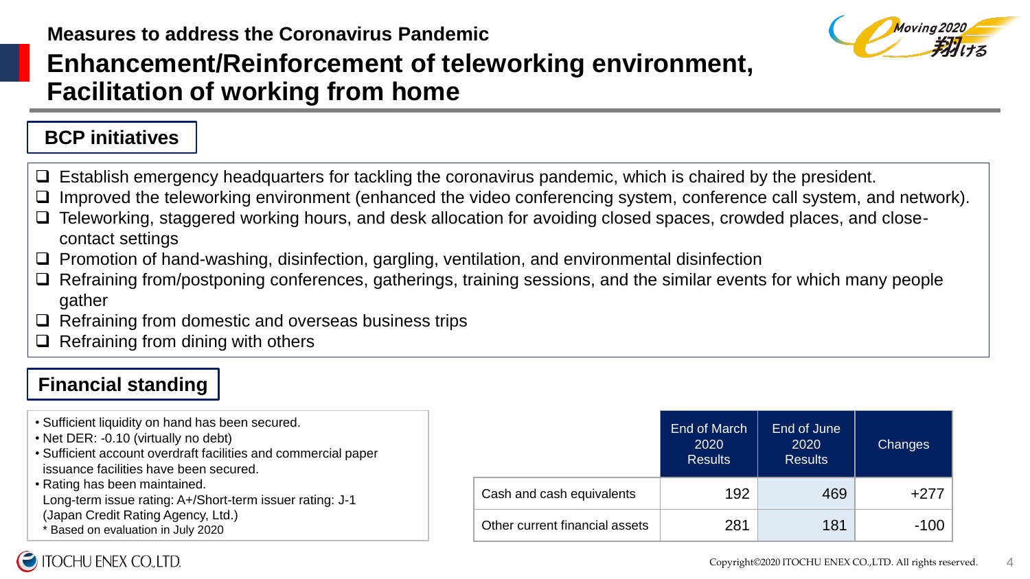Measures to address the Coronavirus Pandemic

# Enhancement/Reinforcement of teleworking environment, Facilitation of working from home

## BCP initiatives

- Establish emergency headquarters for tackling the coronavirus pandemic, which is chaired by the president.
- Improved the teleworking environment (enhanced the video conferencing system, conference call system, and network).
- Teleworking, staggered working hours, and desk allocation for avoiding closed spaces, crowded places, and close-contact settings
- Promotion of hand-washing, disinfection, gargling, ventilation, and environmental disinfection
- Refraining from/postponing conferences, gatherings, training sessions, and the similar events for which many people gather
- Refraining from domestic and overseas business trips
- Refraining from dining with others

## Financial standing

- Sufficient liquidity on hand has been secured.
- Net DER: -0.10 (virtually no debt)
- Sufficient account overdraft facilities and commercial paper issuance facilities have been secured.
- Rating has been maintained.
  Long-term issue rating: A+/Short-term issuer rating: J-1
  (Japan Credit Rating Agency, Ltd.)
  * Based on evaluation in July 2020

| | End of March 2020 Results | End of June 2020 Results | Changes |
|---|---|---|---|
| Cash and cash equivalents | 192 | 469 | +277 |
| Other current financial assets | 281 | 181 | -100 |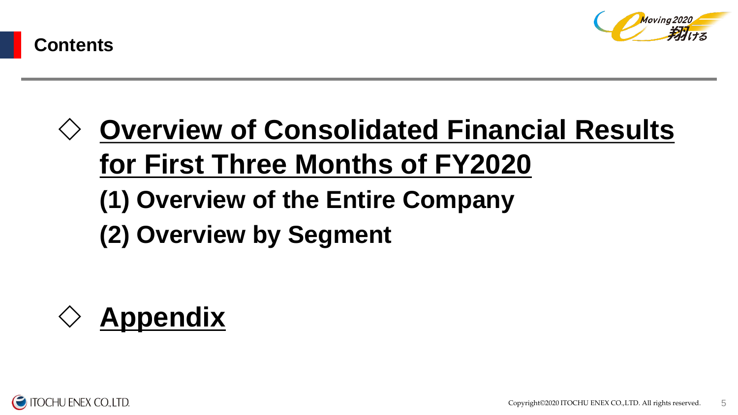## Contents

◇ **Overview of Consolidated Financial Results for First Three Months of FY2020**

**(1) Overview of the Entire Company**

**(2) Overview by Segment**

◇ **Appendix**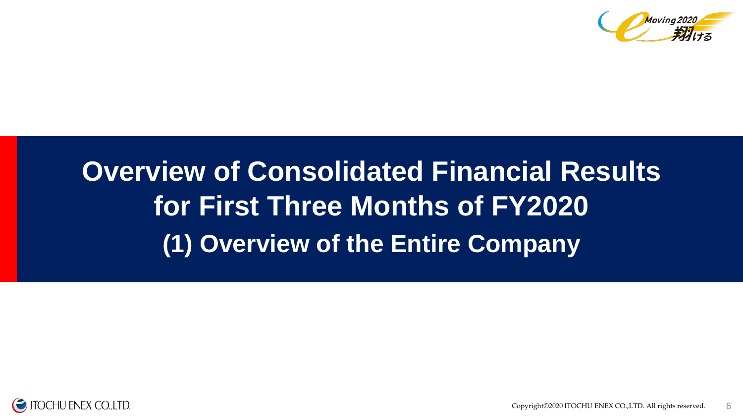# Overview of Consolidated Financial Results for First Three Months of FY2020

## (1) Overview of the Entire Company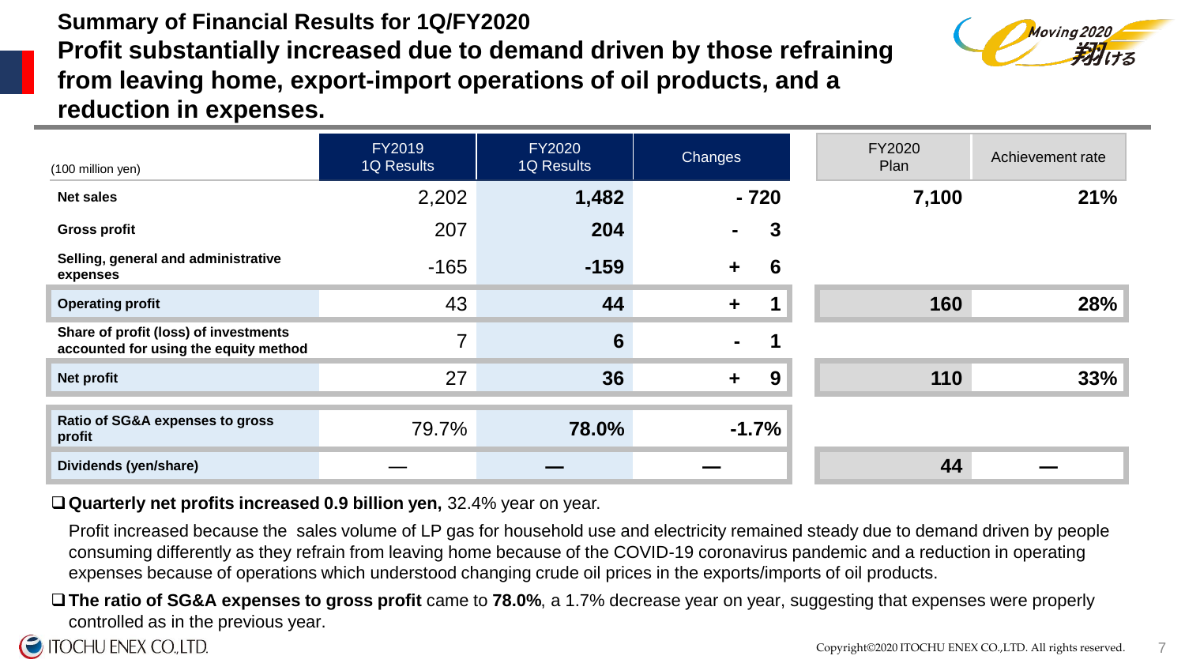# Summary of Financial Results for 1Q/FY2020

## Profit substantially increased due to demand driven by those refraining from leaving home, export-import operations of oil products, and a reduction in expenses.

| (100 million yen) | FY2019 1Q Results | FY2020 1Q Results | Changes | FY2020 Plan | Achievement rate |
|---|---|---|---|---|---|
| Net sales | 2,202 | **1,482** | **- 720** | **7,100** | **21%** |
| Gross profit | 207 | **204** | **- 3** | | |
| Selling, general and administrative expenses | -165 | **-159** | **+ 6** | | |
| Operating profit | 43 | **44** | **+ 1** | **160** | **28%** |
| Share of profit (loss) of investments accounted for using the equity method | 7 | **6** | **- 1** | | |
| Net profit | 27 | **36** | **+ 9** | **110** | **33%** |
| Ratio of SG&A expenses to gross profit | 79.7% | **78.0%** | **-1.7%** | | |
| Dividends (yen/share) | — | **—** | **—** | **44** | **—** |

- **Quarterly net profits increased 0.9 billion yen,** 32.4% year on year.

  Profit increased because the sales volume of LP gas for household use and electricity remained steady due to demand driven by people consuming differently as they refrain from leaving home because of the COVID-19 coronavirus pandemic and a reduction in operating expenses because of operations which understood changing crude oil prices in the exports/imports of oil products.

- **The ratio of SG&A expenses to gross profit** came to **78.0%**, a 1.7% decrease year on year, suggesting that expenses were properly controlled as in the previous year.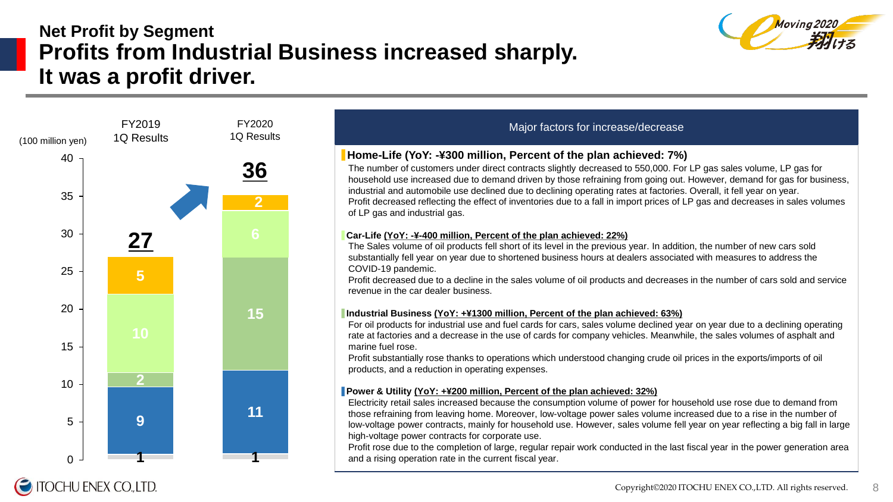## Net Profit by Segment

# Profits from Industrial Business increased sharply. It was a profit driver.

(100 million yen)

| | FY2019 1Q Results | FY2020 1Q Results |
|---|---|---|
| Total | 27 | 36 |
| | 5 | 2 |
| | 10 | 6 |
| | 2 | 15 |
| | 9 | 11 |
| | 1 | 1 |

### Major factors for increase/decrease

**Home-Life (YoY: -¥300 million, Percent of the plan achieved: 7%)**

The number of customers under direct contracts slightly decreased to 550,000. For LP gas sales volume, LP gas for household use increased due to demand driven by those refraining from going out. However, demand for gas for business, industrial and automobile use declined due to declining operating rates at factories. Overall, it fell year on year.
Profit decreased reflecting the effect of inventories due to a fall in import prices of LP gas and decreases in sales volumes of LP gas and industrial gas.

**Car-Life (YoY: -¥-400 million, Percent of the plan achieved: 22%)**

The Sales volume of oil products fell short of its level in the previous year. In addition, the number of new cars sold substantially fell year on year due to shortened business hours at dealers associated with measures to address the COVID-19 pandemic.
Profit decreased due to a decline in the sales volume of oil products and decreases in the number of cars sold and service revenue in the car dealer business.

**Industrial Business (YoY: +¥1300 million, Percent of the plan achieved: 63%)**

For oil products for industrial use and fuel cards for cars, sales volume declined year on year due to a declining operating rate at factories and a decrease in the use of cards for company vehicles. Meanwhile, the sales volumes of asphalt and marine fuel rose.
Profit substantially rose thanks to operations which understood changing crude oil prices in the exports/imports of oil products, and a reduction in operating expenses.

**Power & Utility (YoY: +¥200 million, Percent of the plan achieved: 32%)**

Electricity retail sales increased because the consumption volume of power for household use rose due to demand from those refraining from leaving home. Moreover, low-voltage power sales volume increased due to a rise in the number of low-voltage power contracts, mainly for household use. However, sales volume fell year on year reflecting a big fall in large high-voltage power contracts for corporate use.
Profit rose due to the completion of large, regular repair work conducted in the last fiscal year in the power generation area and a rising operation rate in the current fiscal year.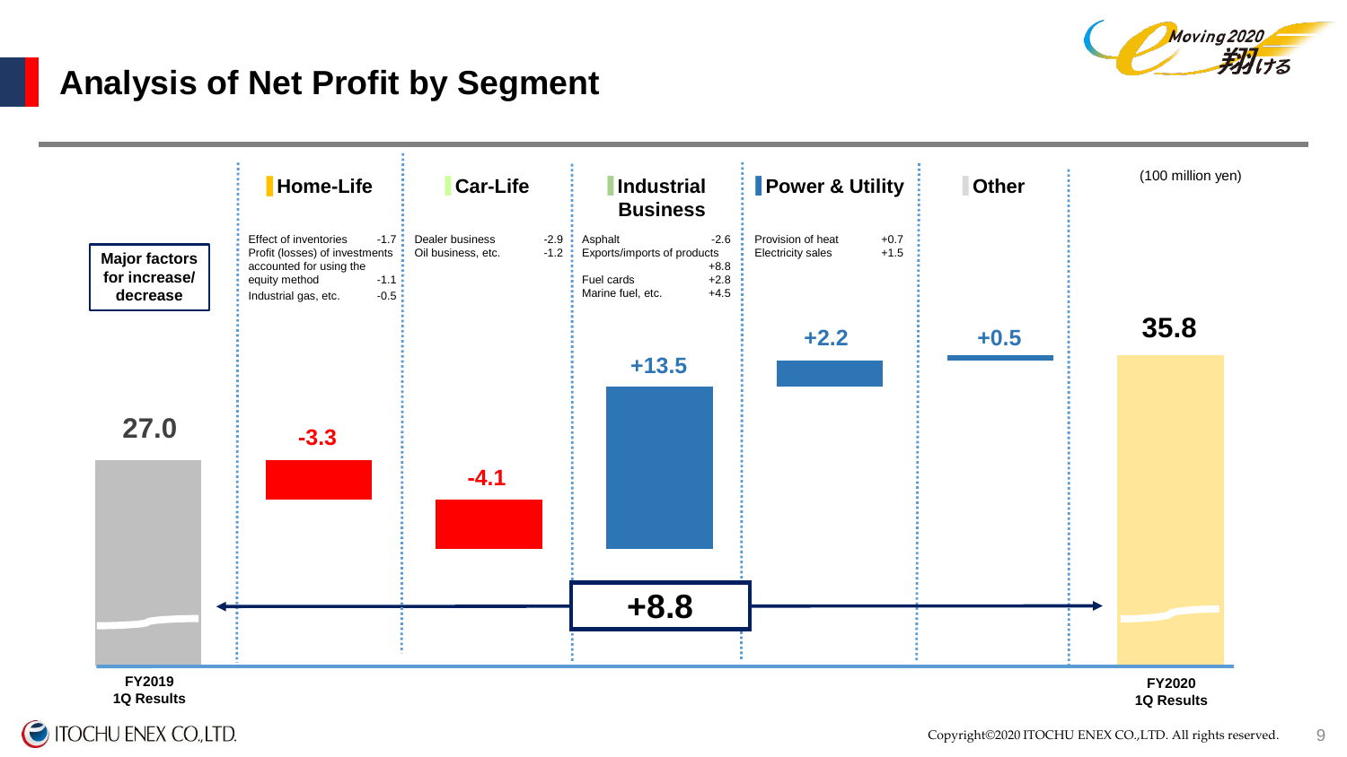# Analysis of Net Profit by Segment

(100 million yen)

**Major factors for increase/ decrease**

| | Home-Life | Car-Life | Industrial Business | Power & Utility | Other |
|---|---|---|---|---|---|
| Major factors | Effect of inventories -1.7<br>Profit (losses) of investments accounted for using the equity method -1.1<br>Industrial gas, etc. -0.5 | Dealer business -2.9<br>Oil business, etc. -1.2 | Asphalt -2.6<br>Exports/imports of products +8.8<br>Fuel cards +2.8<br>Marine fuel, etc. +4.5 | Provision of heat +0.7<br>Electricity sales +1.5 | |
| Change | -3.3 | -4.1 | +13.5 | +2.2 | +0.5 |

FY2019 1Q Results: **27.0**

FY2020 1Q Results: **35.8**

Total change: **+8.8**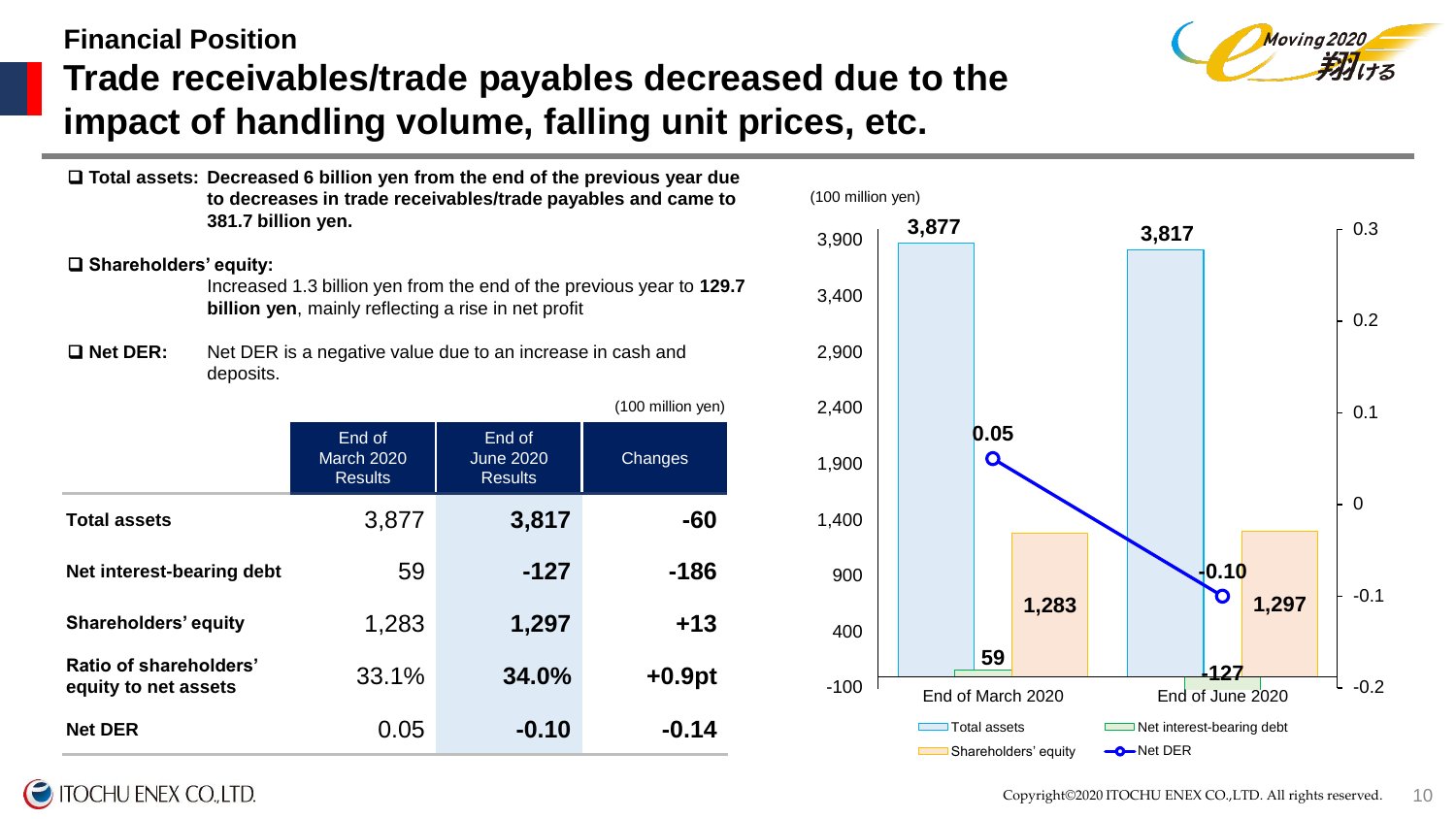## Financial Position

# Trade receivables/trade payables decreased due to the impact of handling volume, falling unit prices, etc.

- **Total assets: Decreased 6 billion yen from the end of the previous year due to decreases in trade receivables/trade payables and came to 381.7 billion yen.**
- **Shareholders' equity:** Increased 1.3 billion yen from the end of the previous year to **129.7 billion yen**, mainly reflecting a rise in net profit
- **Net DER:** Net DER is a negative value due to an increase in cash and deposits.

(100 million yen)

| | End of March 2020 Results | End of June 2020 Results | Changes |
|---|---|---|---|
| **Total assets** | 3,877 | **3,817** | **-60** |
| **Net interest-bearing debt** | 59 | **-127** | **-186** |
| **Shareholders' equity** | 1,283 | **1,297** | **+13** |
| **Ratio of shareholders' equity to net assets** | 33.1% | **34.0%** | **+0.9pt** |
| **Net DER** | 0.05 | **-0.10** | **-0.14** |

(100 million yen)

| | End of March 2020 | End of June 2020 |
|---|---|---|
| Total assets | 3,877 | 3,817 |
| Net interest-bearing debt | 59 | -127 |
| Shareholders' equity | 1,283 | 1,297 |
| Net DER | 0.05 | -0.10 |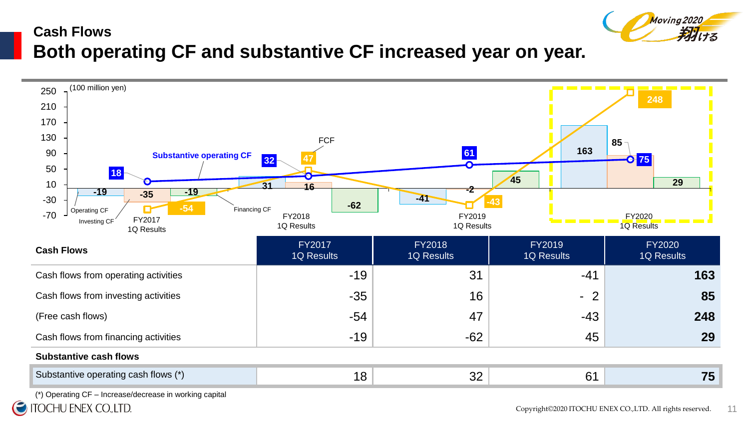## Cash Flows

# Both operating CF and substantive CF increased year on year.

(100 million yen)

| Cash Flows | FY2017 1Q Results | FY2018 1Q Results | FY2019 1Q Results | FY2020 1Q Results |
|---|---|---|---|---|
| Cash flows from operating activities | -19 | 31 | -41 | **163** |
| Cash flows from investing activities | -35 | 16 | - 2 | **85** |
| (Free cash flows) | -54 | 47 | -43 | **248** |
| Cash flows from financing activities | -19 | -62 | 45 | **29** |
| **Substantive cash flows** | | | | |
| Substantive operating cash flows (*) | 18 | 32 | 61 | **75** |

(*) Operating CF – Increase/decrease in working capital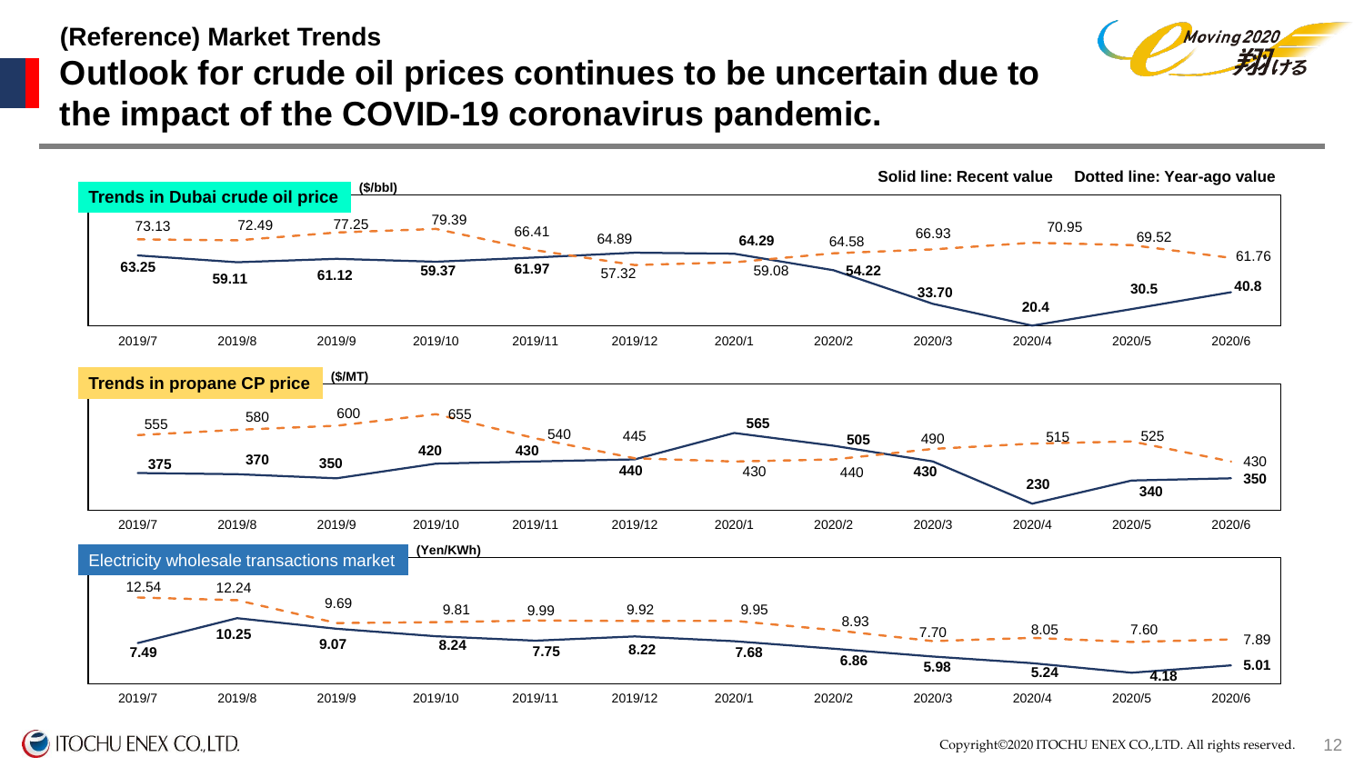## (Reference) Market Trends

# Outlook for crude oil prices continues to be uncertain due to the impact of the COVID-19 coronavirus pandemic.

Solid line: Recent value　Dotted line: Year-ago value

**Trends in Dubai crude oil price** ($/bbl)

| | 2019/7 | 2019/8 | 2019/9 | 2019/10 | 2019/11 | 2019/12 | 2020/1 | 2020/2 | 2020/3 | 2020/4 | 2020/5 | 2020/6 |
|---|---|---|---|---|---|---|---|---|---|---|---|---|
| Recent value | 63.25 | 59.11 | 61.12 | 59.37 | 61.97 | 64.89 | 64.29 | 54.22 | 33.70 | 20.4 | 30.5 | 40.8 |
| Year-ago value | 73.13 | 72.49 | 77.25 | 79.39 | 66.41 | 57.32 | 59.08 | 64.58 | 66.93 | 70.95 | 69.52 | 61.76 |

**Trends in propane CP price** ($/MT)

| | 2019/7 | 2019/8 | 2019/9 | 2019/10 | 2019/11 | 2019/12 | 2020/1 | 2020/2 | 2020/3 | 2020/4 | 2020/5 | 2020/6 |
|---|---|---|---|---|---|---|---|---|---|---|---|---|
| Recent value | 375 | 370 | 350 | 420 | 430 | 440 | 565 | 505 | 430 | 230 | 340 | 350 |
| Year-ago value | 555 | 580 | 600 | 655 | 540 | 445 | 430 | 440 | 490 | 515 | 525 | 430 |

**Electricity wholesale transactions market** (Yen/KWh)

| | 2019/7 | 2019/8 | 2019/9 | 2019/10 | 2019/11 | 2019/12 | 2020/1 | 2020/2 | 2020/3 | 2020/4 | 2020/5 | 2020/6 |
|---|---|---|---|---|---|---|---|---|---|---|---|---|
| Recent value | 7.49 | 10.25 | 9.07 | 8.24 | 7.75 | 8.22 | 7.68 | 6.86 | 5.98 | 5.24 | 4.18 | 5.01 |
| Year-ago value | 12.54 | 12.24 | 9.69 | 9.81 | 9.99 | 9.92 | 9.95 | 8.93 | 7.70 | 8.05 | 7.60 | 7.89 |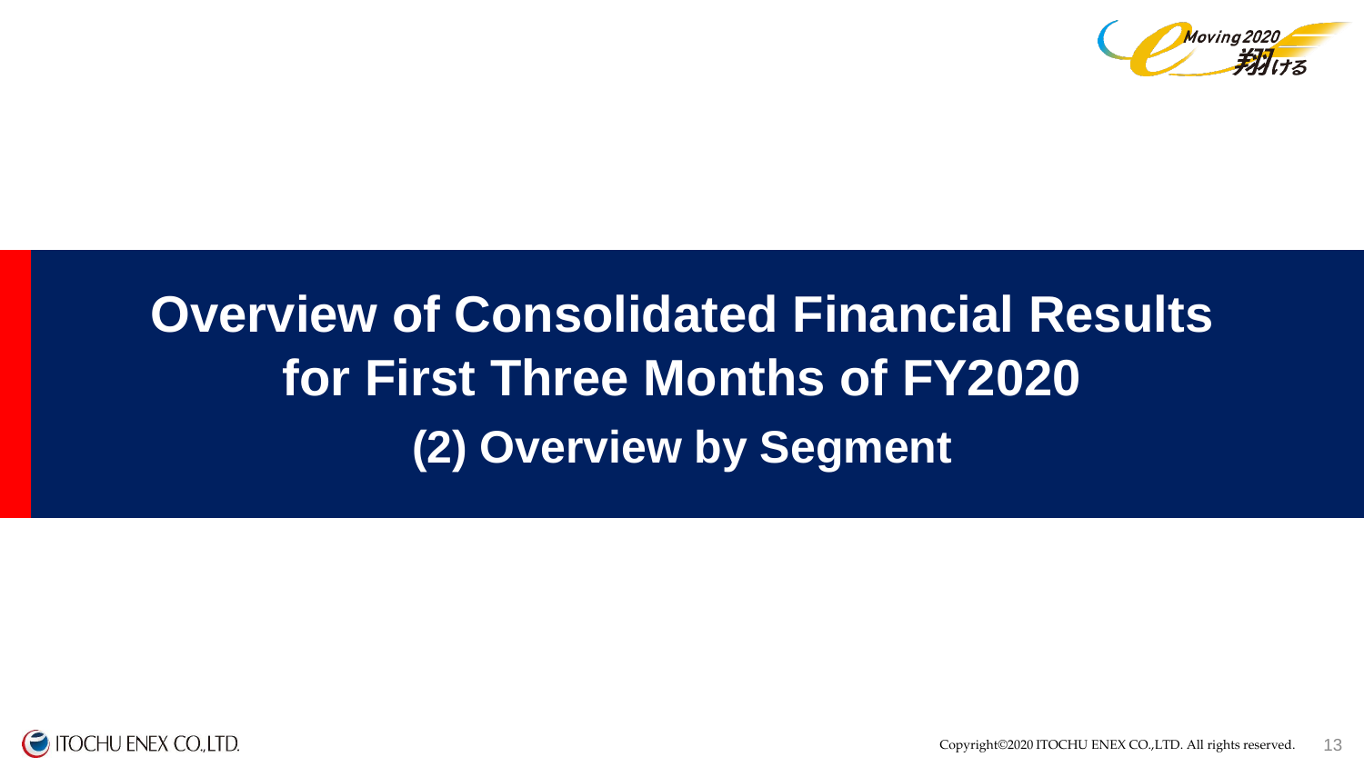# Overview of Consolidated Financial Results for First Three Months of FY2020

## (2) Overview by Segment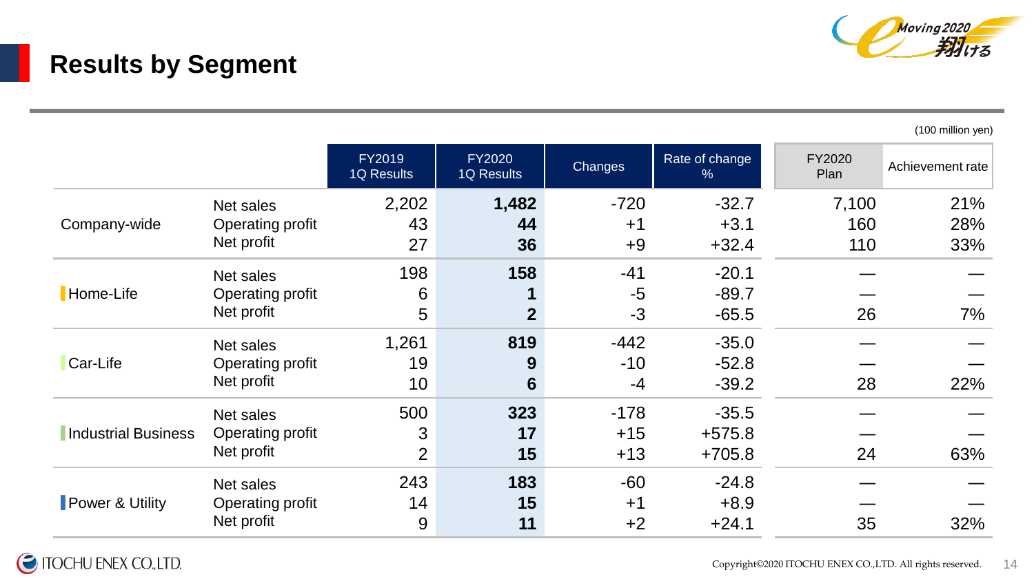## Results by Segment

(100 million yen)

| | | FY2019 1Q Results | FY2020 1Q Results | Changes | Rate of change % | FY2020 Plan | Achievement rate |
|---|---|---|---|---|---|---|---|
| Company-wide | Net sales | 2,202 | **1,482** | -720 | -32.7 | 7,100 | 21% |
| | Operating profit | 43 | **44** | +1 | +3.1 | 160 | 28% |
| | Net profit | 27 | **36** | +9 | +32.4 | 110 | 33% |
| Home-Life | Net sales | 198 | **158** | -41 | -20.1 | — | — |
| | Operating profit | 6 | **1** | -5 | -89.7 | — | — |
| | Net profit | 5 | **2** | -3 | -65.5 | 26 | 7% |
| Car-Life | Net sales | 1,261 | **819** | -442 | -35.0 | — | — |
| | Operating profit | 19 | **9** | -10 | -52.8 | — | — |
| | Net profit | 10 | **6** | -4 | -39.2 | 28 | 22% |
| Industrial Business | Net sales | 500 | **323** | -178 | -35.5 | — | — |
| | Operating profit | 3 | **17** | +15 | +575.8 | — | — |
| | Net profit | 2 | **15** | +13 | +705.8 | 24 | 63% |
| Power & Utility | Net sales | 243 | **183** | -60 | -24.8 | — | — |
| | Operating profit | 14 | **15** | +1 | +8.9 | — | — |
| | Net profit | 9 | **11** | +2 | +24.1 | 35 | 32% |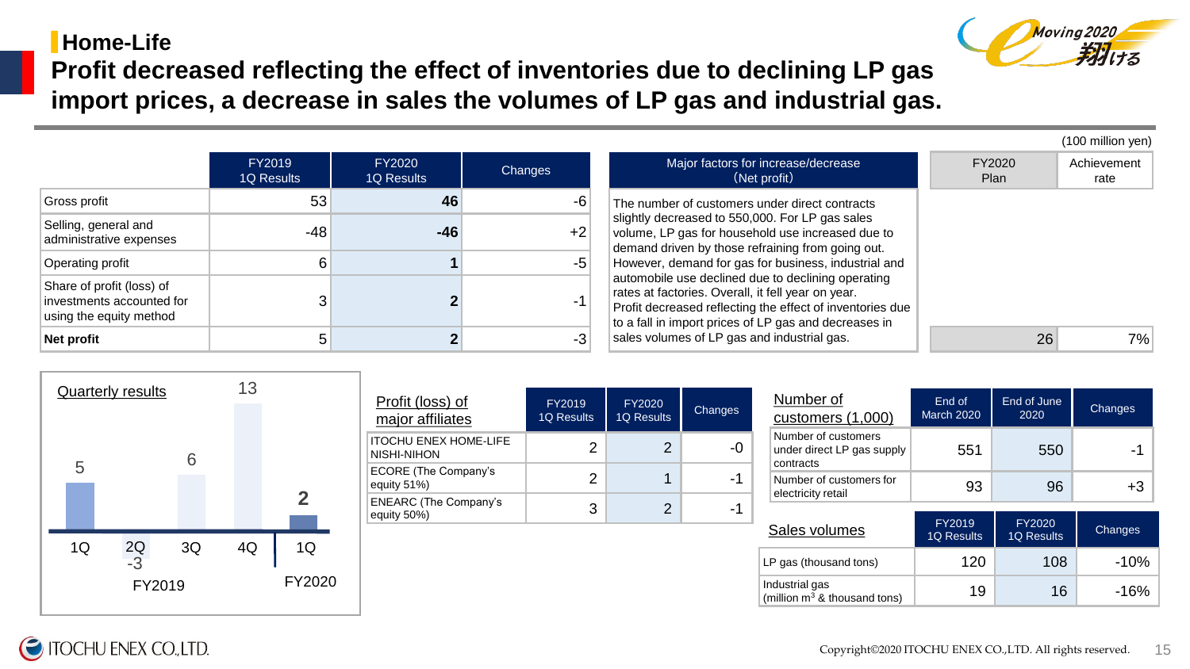## Home-Life

# Profit decreased reflecting the effect of inventories due to declining LP gas import prices, a decrease in sales the volumes of LP gas and industrial gas.

(100 million yen)

| | FY2019 1Q Results | FY2020 1Q Results | Changes | FY2020 Plan | Achievement rate |
|---|---|---|---|---|---|
| Gross profit | 53 | **46** | -6 | | |
| Selling, general and administrative expenses | -48 | **-46** | +2 | | |
| Operating profit | 6 | **1** | -5 | | |
| Share of profit (loss) of investments accounted for using the equity method | 3 | **2** | -1 | | |
| **Net profit** | 5 | **2** | -3 | 26 | 7% |

**Major factors for increase/decrease (Net profit)**

The number of customers under direct contracts slightly decreased to 550,000. For LP gas sales volume, LP gas for household use increased due to demand driven by those refraining from going out. However, demand for gas for business, industrial and automobile use declined due to declining operating rates at factories. Overall, it fell year on year.
Profit decreased reflecting the effect of inventories due to a fall in import prices of LP gas and decreases in sales volumes of LP gas and industrial gas.

**Quarterly results**

| | FY2019 1Q | FY2019 2Q | FY2019 3Q | FY2019 4Q | FY2020 1Q |
|---|---|---|---|---|---|
| Net profit | 5 | -3 | 6 | 13 | 2 |

**Profit (loss) of major affiliates**

| | FY2019 1Q Results | FY2020 1Q Results | Changes |
|---|---|---|---|
| ITOCHU ENEX HOME-LIFE NISHI-NIHON | 2 | 2 | -0 |
| ECORE (The Company's equity 51%) | 2 | 1 | -1 |
| ENEARC (The Company's equity 50%) | 3 | 2 | -1 |

**Number of customers (1,000)**

| | End of March 2020 | End of June 2020 | Changes |
|---|---|---|---|
| Number of customers under direct LP gas supply contracts | 551 | 550 | -1 |
| Number of customers for electricity retail | 93 | 96 | +3 |

**Sales volumes**

| | FY2019 1Q Results | FY2020 1Q Results | Changes |
|---|---|---|---|
| LP gas (thousand tons) | 120 | 108 | -10% |
| Industrial gas (million $m^3$ & thousand tons) | 19 | 16 | -16% |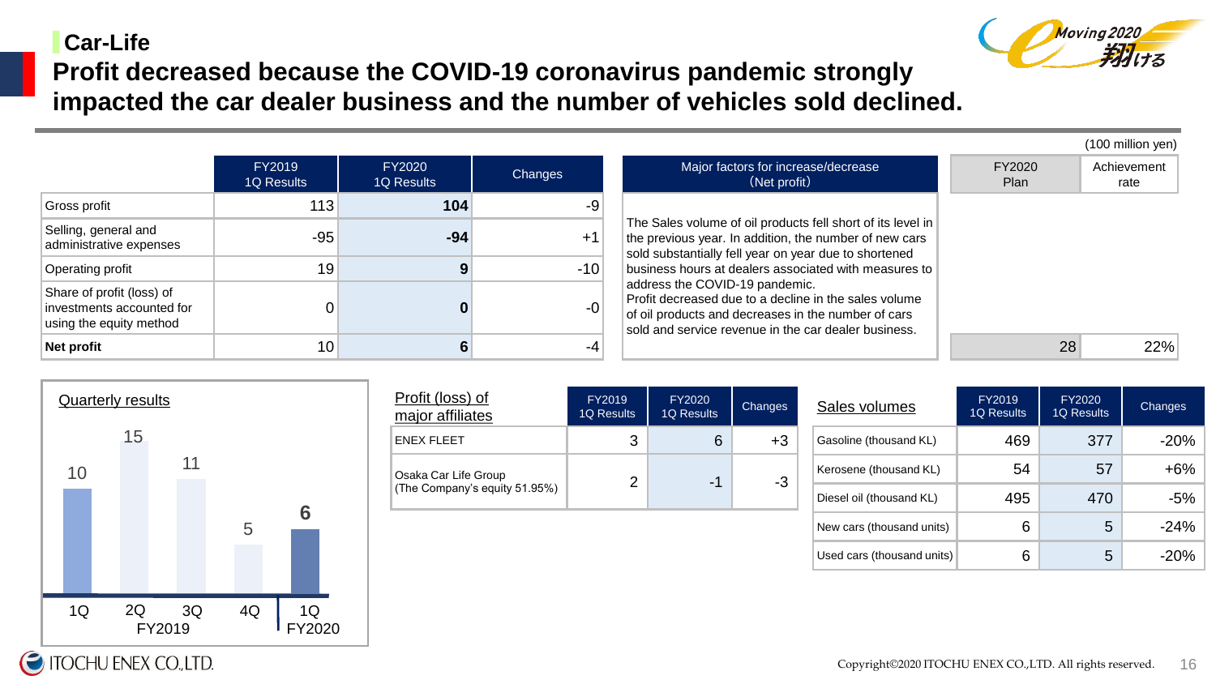## Car-Life

# Profit decreased because the COVID-19 coronavirus pandemic strongly impacted the car dealer business and the number of vehicles sold declined.

(100 million yen)

| | FY2019 1Q Results | FY2020 1Q Results | Changes | FY2020 Plan | Achievement rate |
|---|---|---|---|---|---|
| Gross profit | 113 | **104** | -9 | | |
| Selling, general and administrative expenses | -95 | **-94** | +1 | | |
| Operating profit | 19 | **9** | -10 | | |
| Share of profit (loss) of investments accounted for using the equity method | 0 | **0** | -0 | | |
| **Net profit** | 10 | **6** | -4 | 28 | 22% |

**Major factors for increase/decrease (Net profit)**

The Sales volume of oil products fell short of its level in the previous year. In addition, the number of new cars sold substantially fell year on year due to shortened business hours at dealers associated with measures to address the COVID-19 pandemic.
Profit decreased due to a decline in the sales volume of oil products and decreases in the number of cars sold and service revenue in the car dealer business.

**Quarterly results**

| | 1Q FY2019 | 2Q FY2019 | 3Q FY2019 | 4Q FY2019 | 1Q FY2020 |
|---|---|---|---|---|---|
| Net profit | 10 | 15 | 11 | 5 | **6** |

**Profit (loss) of major affiliates**

| | FY2019 1Q Results | FY2020 1Q Results | Changes |
|---|---|---|---|
| ENEX FLEET | 3 | 6 | +3 |
| Osaka Car Life Group (The Company's equity 51.95%) | 2 | -1 | -3 |

**Sales volumes**

| | FY2019 1Q Results | FY2020 1Q Results | Changes |
|---|---|---|---|
| Gasoline (thousand KL) | 469 | 377 | -20% |
| Kerosene (thousand KL) | 54 | 57 | +6% |
| Diesel oil (thousand KL) | 495 | 470 | -5% |
| New cars (thousand units) | 6 | 5 | -24% |
| Used cars (thousand units) | 6 | 5 | -20% |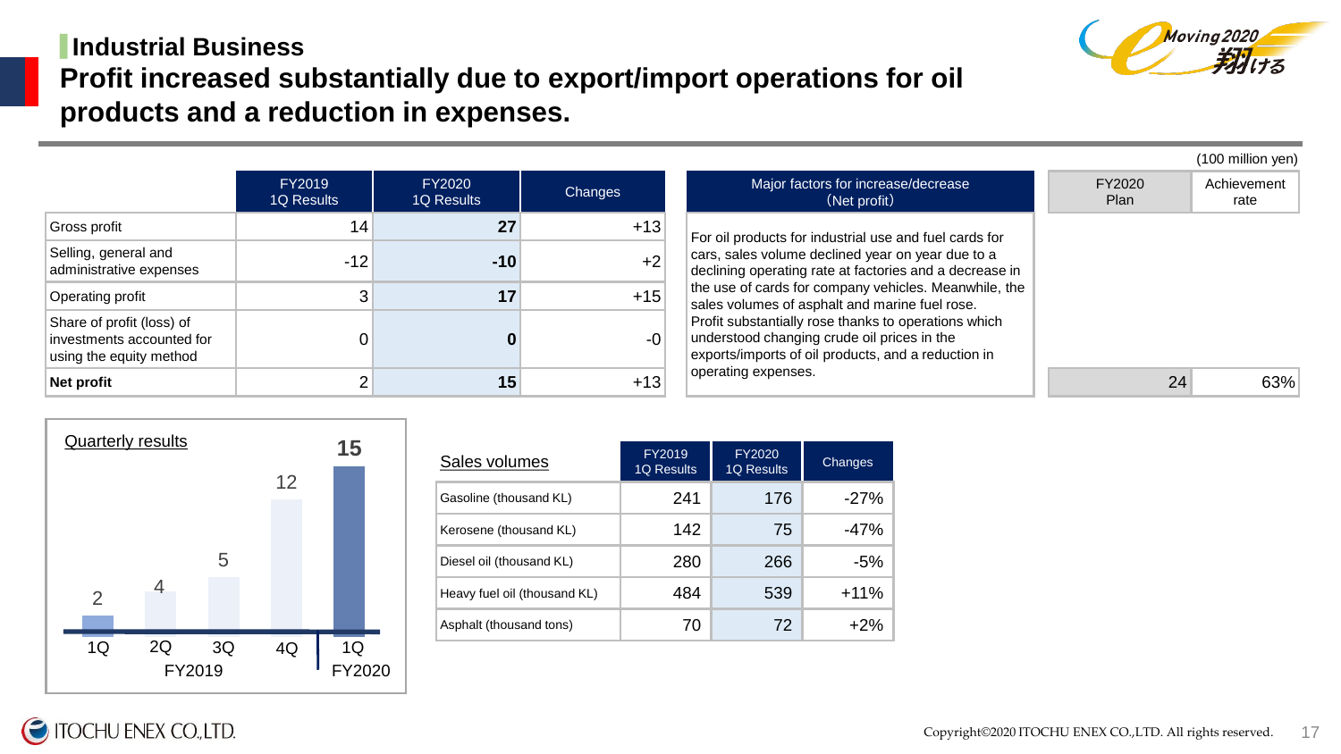## Industrial Business

# Profit increased substantially due to export/import operations for oil products and a reduction in expenses.

(100 million yen)

| | FY2019 1Q Results | FY2020 1Q Results | Changes |
|---|---|---|---|
| Gross profit | 14 | **27** | +13 |
| Selling, general and administrative expenses | -12 | **-10** | +2 |
| Operating profit | 3 | **17** | +15 |
| Share of profit (loss) of investments accounted for using the equity method | 0 | **0** | -0 |
| **Net profit** | 2 | **15** | +13 |

**Major factors for increase/decrease (Net profit)**

For oil products for industrial use and fuel cards for cars, sales volume declined year on year due to a declining operating rate at factories and a decrease in the use of cards for company vehicles. Meanwhile, the sales volumes of asphalt and marine fuel rose.
Profit substantially rose thanks to operations which understood changing crude oil prices in the exports/imports of oil products, and a reduction in operating expenses.

| FY2020 Plan | Achievement rate |
|---|---|
| 24 | 63% |

**Quarterly results**

| FY2019 1Q | FY2019 2Q | FY2019 3Q | FY2019 4Q | FY2020 1Q |
|---|---|---|---|---|
| 2 | 4 | 5 | 12 | **15** |

**Sales volumes**

| | FY2019 1Q Results | FY2020 1Q Results | Changes |
|---|---|---|---|
| Gasoline (thousand KL) | 241 | 176 | -27% |
| Kerosene (thousand KL) | 142 | 75 | -47% |
| Diesel oil (thousand KL) | 280 | 266 | -5% |
| Heavy fuel oil (thousand KL) | 484 | 539 | +11% |
| Asphalt (thousand tons) | 70 | 72 | +2% |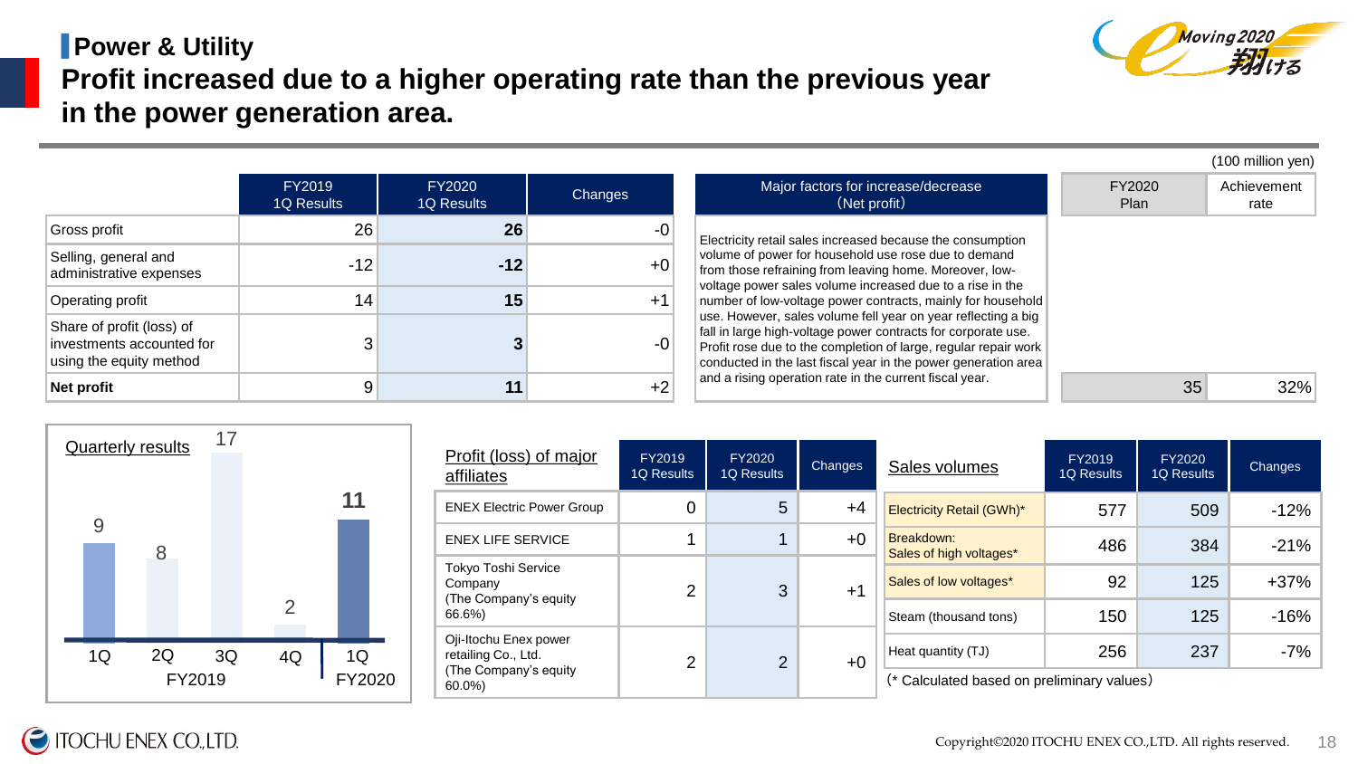## Power & Utility

# Profit increased due to a higher operating rate than the previous year in the power generation area.

(100 million yen)

| | FY2019 1Q Results | FY2020 1Q Results | Changes | FY2020 Plan | Achievement rate |
|---|---|---|---|---|---|
| Gross profit | 26 | **26** | -0 | | |
| Selling, general and administrative expenses | -12 | **-12** | +0 | | |
| Operating profit | 14 | **15** | +1 | | |
| Share of profit (loss) of investments accounted for using the equity method | 3 | **3** | -0 | | |
| **Net profit** | 9 | **11** | +2 | 35 | 32% |

**Major factors for increase/decrease (Net profit)**

Electricity retail sales increased because the consumption volume of power for household use rose due to demand from those refraining from leaving home. Moreover, low-voltage power sales volume increased due to a rise in the number of low-voltage power contracts, mainly for household use. However, sales volume fell year on year reflecting a big fall in large high-voltage power contracts for corporate use. Profit rose due to the completion of large, regular repair work conducted in the last fiscal year in the power generation area and a rising operation rate in the current fiscal year.

**Quarterly results**

| | FY2019 1Q | FY2019 2Q | FY2019 3Q | FY2019 4Q | FY2020 1Q |
|---|---|---|---|---|---|
| Net profit | 9 | 8 | 17 | 2 | **11** |

**Profit (loss) of major affiliates**

| | FY2019 1Q Results | FY2020 1Q Results | Changes |
|---|---|---|---|
| ENEX Electric Power Group | 0 | 5 | +4 |
| ENEX LIFE SERVICE | 1 | 1 | +0 |
| Tokyo Toshi Service Company (The Company's equity 66.6%) | 2 | 3 | +1 |
| Oji-Itochu Enex power retailing Co., Ltd. (The Company's equity 60.0%) | 2 | 2 | +0 |

**Sales volumes**

| | FY2019 1Q Results | FY2020 1Q Results | Changes |
|---|---|---|---|
| Electricity Retail (GWh)* | 577 | 509 | -12% |
| Breakdown: Sales of high voltages* | 486 | 384 | -21% |
| Sales of low voltages* | 92 | 125 | +37% |
| Steam (thousand tons) | 150 | 125 | -16% |
| Heat quantity (TJ) | 256 | 237 | -7% |

(* Calculated based on preliminary values)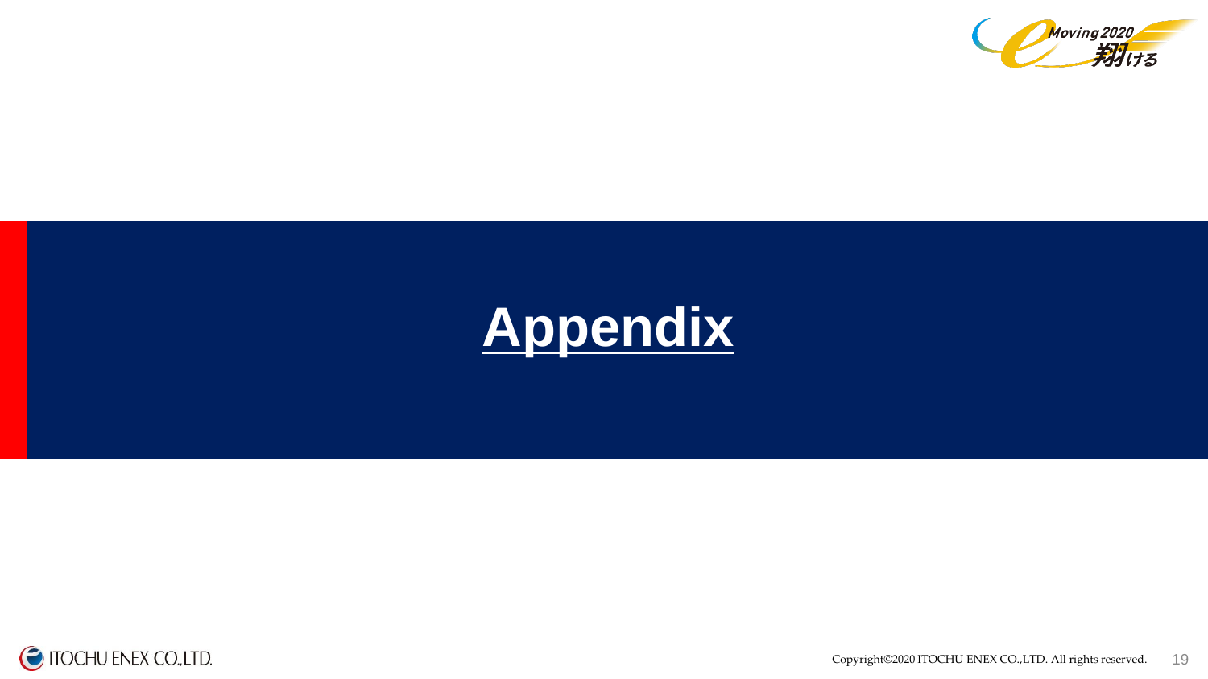# Appendix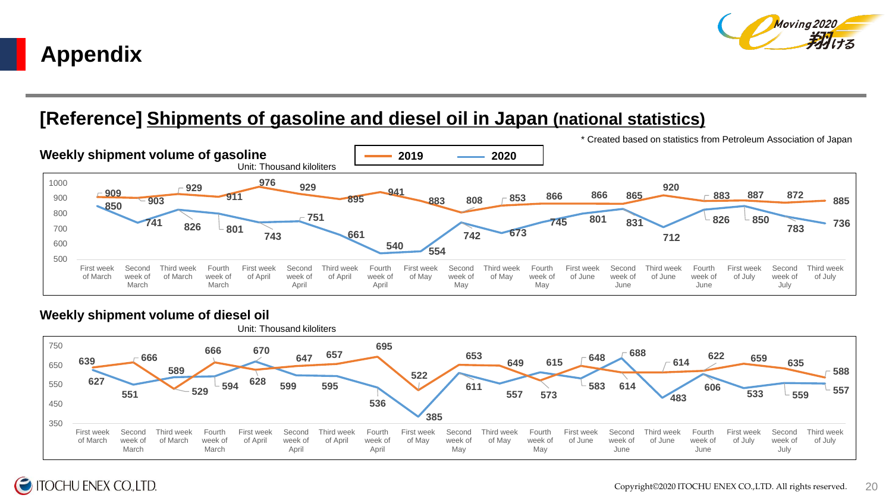# Appendix

## [Reference] Shipments of gasoline and diesel oil in Japan (national statistics)

\* Created based on statistics from Petroleum Association of Japan

### Weekly shipment volume of gasoline

Unit: Thousand kiloliters

| Week | 2019 | 2020 |
|---|---|---|
| First week of March | 909 | 850 |
| Second week of March | 903 | 741 |
| Third week of March | 929 | 826 |
| Fourth week of March | 911 | 801 |
| First week of April | 976 | 743 |
| Second week of April | 929 | 751 |
| Third week of April | 895 | 661 |
| Fourth week of April | 941 | 540 |
| First week of May | 883 | 554 |
| Second week of May | 808 | 742 |
| Third week of May | 853 | 673 |
| Fourth week of May | 866 | 745 |
| First week of June | 866 | 801 |
| Second week of June | 865 | 831 |
| Third week of June | 920 | 712 |
| Fourth week of June | 883 | 826 |
| First week of July | 887 | 850 |
| Second week of July | 872 | 783 |
| Third week of July | 885 | 736 |

### Weekly shipment volume of diesel oil

Unit: Thousand kiloliters

| Week | 2019 | 2020 |
|---|---|---|
| First week of March | 639 | 627 |
| Second week of March | 666 | 551 |
| Third week of March | 529 | 589 |
| Fourth week of March | 666 | 594 |
| First week of April | 628 | 670 |
| Second week of April | 647 | 599 |
| Third week of April | 657 | 595 |
| Fourth week of April | 695 | 536 |
| First week of May | 522 | 385 |
| Second week of May | 653 | 611 |
| Third week of May | 649 | 557 |
| Fourth week of May | 573 | 615 |
| First week of June | 648 | 583 |
| Second week of June | 614 | 688 |
| Third week of June | 614 | 483 |
| Fourth week of June | 622 | 606 |
| First week of July | 659 | 533 |
| Second week of July | 635 | 559 |
| Third week of July | 588 | 557 |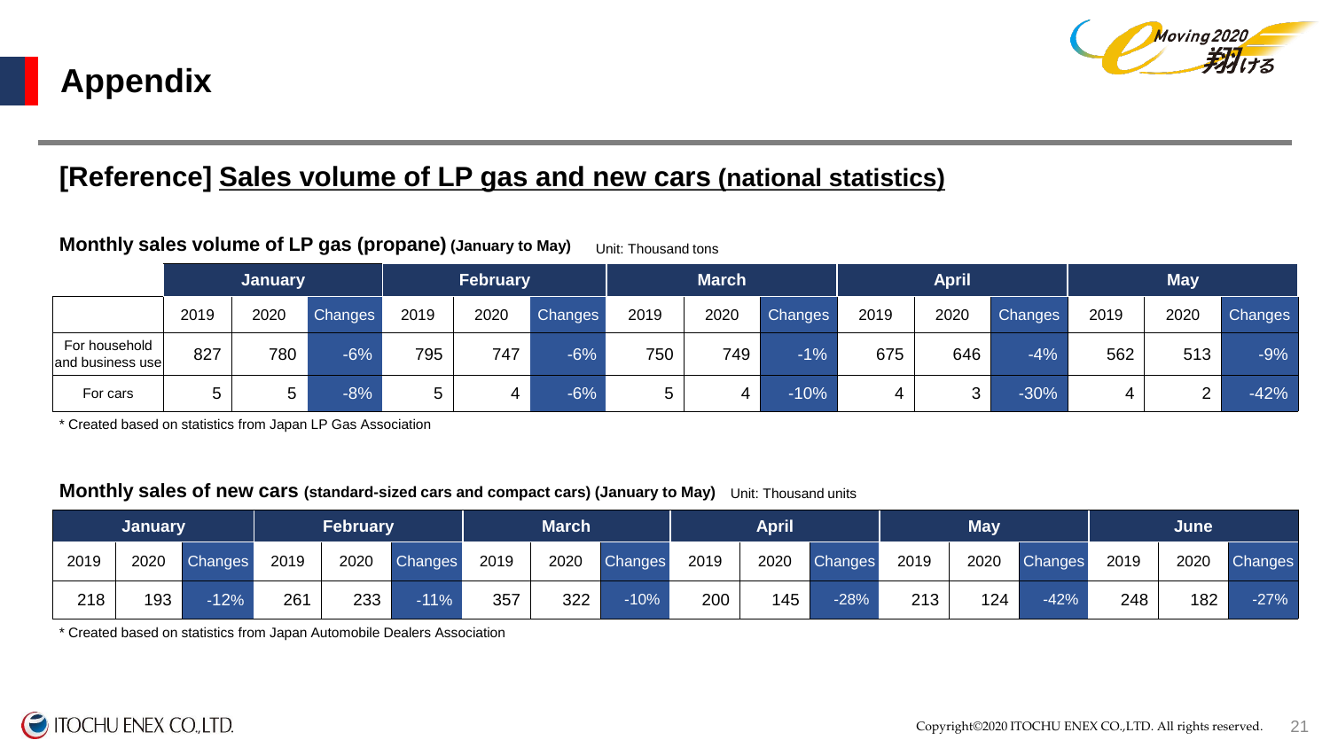# Appendix

## [Reference] Sales volume of LP gas and new cars (national statistics)

**Monthly sales volume of LP gas (propane) (January to May)** Unit: Thousand tons

| | January | | | February | | | March | | | April | | | May | | |
|---|---|---|---|---|---|---|---|---|---|---|---|---|---|---|---|
| | 2019 | 2020 | Changes | 2019 | 2020 | Changes | 2019 | 2020 | Changes | 2019 | 2020 | Changes | 2019 | 2020 | Changes |
| For household and business use | 827 | 780 | -6% | 795 | 747 | -6% | 750 | 749 | -1% | 675 | 646 | -4% | 562 | 513 | -9% |
| For cars | 5 | 5 | -8% | 5 | 4 | -6% | 5 | 4 | -10% | 4 | 3 | -30% | 4 | 2 | -42% |

* Created based on statistics from Japan LP Gas Association

**Monthly sales of new cars (standard-sized cars and compact cars) (January to May)** Unit: Thousand units

| January | | | February | | | March | | | April | | | May | | | June | | |
|---|---|---|---|---|---|---|---|---|---|---|---|---|---|---|---|---|---|
| 2019 | 2020 | Changes | 2019 | 2020 | Changes | 2019 | 2020 | Changes | 2019 | 2020 | Changes | 2019 | 2020 | Changes | 2019 | 2020 | Changes |
| 218 | 193 | -12% | 261 | 233 | -11% | 357 | 322 | -10% | 200 | 145 | -28% | 213 | 124 | -42% | 248 | 182 | -27% |

* Created based on statistics from Japan Automobile Dealers Association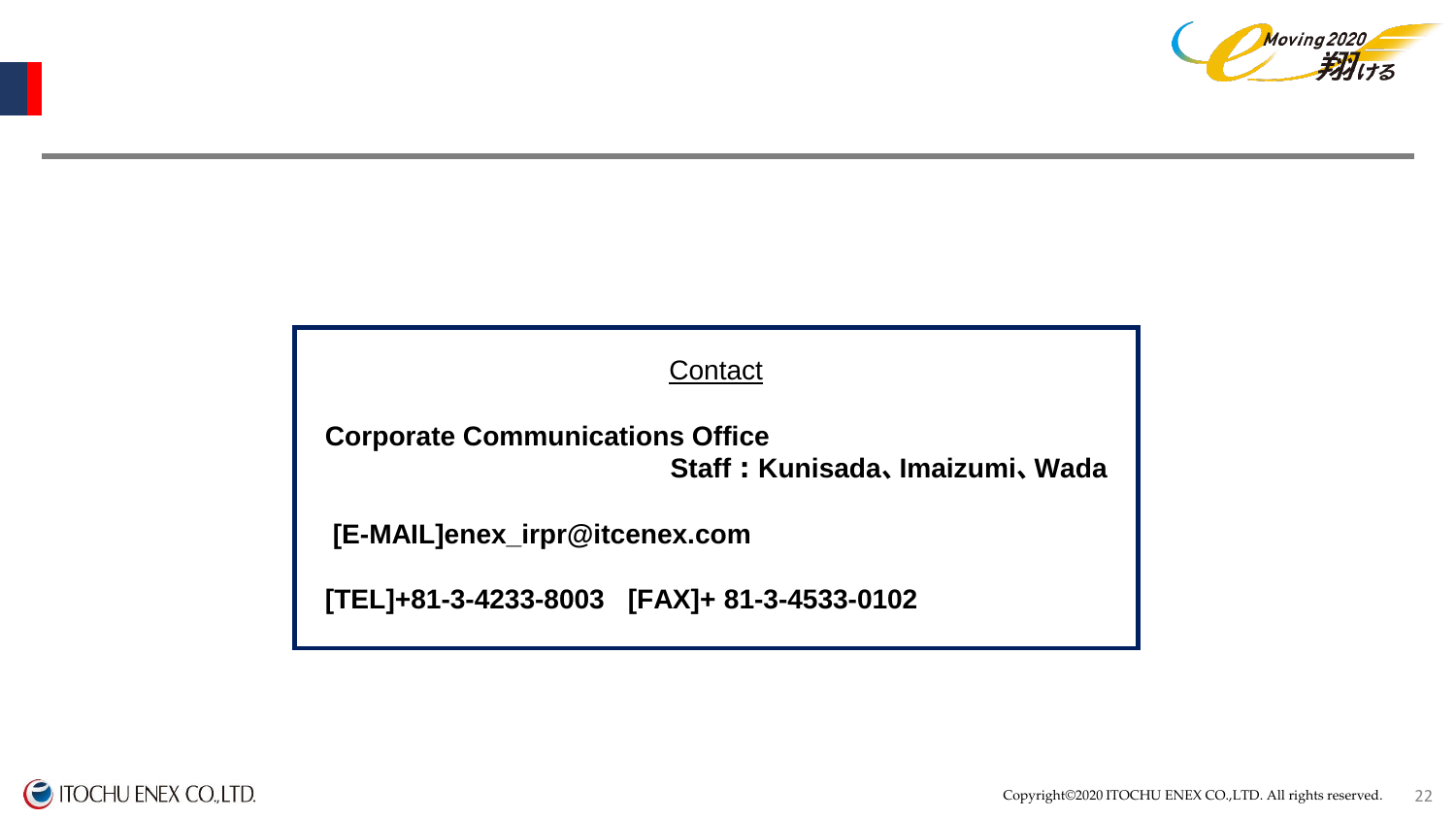## Contact

**Corporate Communications Office**

**Staff：Kunisada、Imaizumi、Wada**

**[E-MAIL]enex_irpr@itcenex.com**

**[TEL]+81-3-4233-8003 [FAX]+ 81-3-4533-0102**